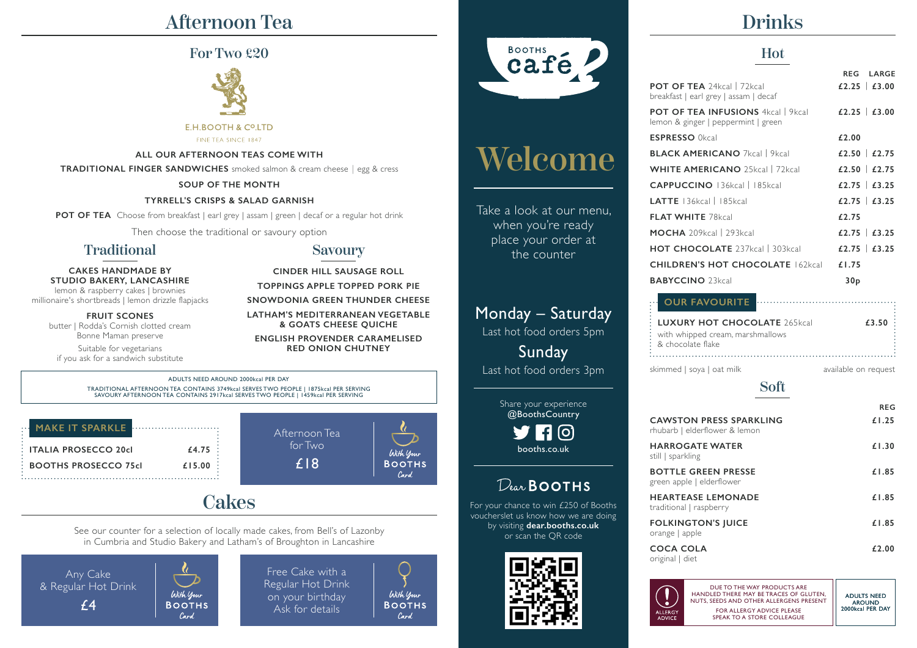# Afternoon Tea

## For Two £20

E.H.BOOTH & Cº.LTD

FINE TEA SINCE 1847

**ALL OUR AFTERNOON TEAS COME WITH**

**TRADITIONAL FINGER SANDWICHES** smoked salmon & cream cheese | egg & cress

**SOUP OF THE MONTH**

**TYRRELL'S CRISPS & SALAD GARNISH**

**POT OF TEA** Choose from breakfast | earl grey | assam | green | decaf or a regular hot drink

Then choose the traditional or savoury option

### Traditional

**CAKES HANDMADE BY STUDIO BAKERY, LANCASHIRE**
lemon & raspberry cakes | brownies
millionaire's shortbreads | lemon drizzle flapjacks

**FRUIT SCONES**
butter | Rodda's Cornish clotted cream
Bonne Maman preserve

Suitable for vegetarians
if you ask for a sandwich substitute

### Savoury

**CINDER HILL SAUSAGE ROLL**

**TOPPINGS APPLE TOPPED PORK PIE**

**SNOWDONIA GREEN THUNDER CHEESE**

**LATHAM'S MEDITERRANEAN VEGETABLE & GOATS CHEESE QUICHE**

**ENGLISH PROVENDER CARAMELISED RED ONION CHUTNEY**

ADULTS NEED AROUND 2000kcal PER DAY
TRADITIONAL AFTERNOON TEA CONTAINS 3749kcal SERVES TWO PEOPLE | 1875kcal PER SERVING
SAVOURY AFTERNOON TEA CONTAINS 2917kcal SERVES TWO PEOPLE | 1459kcal PER SERVING

### MAKE IT SPARKLE

| | |
|---|---|
| **ITALIA PROSECCO 20cl** | £4.75 |
| **BOOTHS PROSECCO 75cl** | £15.00 |

Afternoon Tea for Two £18 — With Your BOOTHS Card

# Cakes

See our counter for a selection of locally made cakes, from Bell's of Lazonby in Cumbria and Studio Bakery and Latham's of Broughton in Lancashire

Any Cake & Regular Hot Drink £4 — With Your BOOTHS Card

Free Cake with a Regular Hot Drink on your birthday. Ask for details — With Your BOOTHS Card

BOOTHS café

# Welcome

Take a look at our menu, when you're ready place your order at the counter

Monday – Saturday
Last hot food orders 5pm

Sunday
Last hot food orders 3pm

Share your experience
@BoothsCountry

booths.co.uk

Dear BOOTHS

For your chance to win £250 of Booths voucherslet us know how we are doing by visiting **dear.booths.co.uk** or scan the QR code

# Drinks

## Hot

| | REG | LARGE |
|---|---|---|
| **POT OF TEA** 24kcal \| 72kcal<br>breakfast \| earl grey \| assam \| decaf | £2.25 | £3.00 |
| **POT OF TEA INFUSIONS** 4kcal \| 9kcal<br>lemon & ginger \| peppermint \| green | £2.25 | £3.00 |
| **ESPRESSO** 0kcal | £2.00 | |
| **BLACK AMERICANO** 7kcal \| 9kcal | £2.50 | £2.75 |
| **WHITE AMERICANO** 25kcal \| 72kcal | £2.50 | £2.75 |
| **CAPPUCCINO** 136kcal \| 185kcal | £2.75 | £3.25 |
| **LATTE** 136kcal \| 185kcal | £2.75 | £3.25 |
| **FLAT WHITE** 78kcal | £2.75 | |
| **MOCHA** 209kcal \| 293kcal | £2.75 | £3.25 |
| **HOT CHOCOLATE** 237kcal \| 303kcal | £2.75 | £3.25 |
| **CHILDREN'S HOT CHOCOLATE** 162kcal | £1.75 | |
| **BABYCCINO** 23kcal | 30p | |

### OUR FAVOURITE

**LUXURY HOT CHOCOLATE** 265kcal — £3.50
with whipped cream, marshmallows & chocolate flake

skimmed | soya | oat milk available on request

## Soft

| | REG |
|---|---|
| **CAWSTON PRESS SPARKLING**<br>rhubarb \| elderflower & lemon | £1.25 |
| **HARROGATE WATER**<br>still \| sparkling | £1.30 |
| **BOTTLE GREEN PRESSE**<br>green apple \| elderflower | £1.85 |
| **HEARTEASE LEMONADE**<br>traditional \| raspberry | £1.85 |
| **FOLKINGTON'S JUICE**<br>orange \| apple | £1.85 |
| **COCA COLA**<br>original \| diet | £2.00 |

ALLERGY ADVICE: DUE TO THE WAY PRODUCTS ARE HANDLED THERE MAY BE TRACES OF GLUTEN, NUTS, SEEDS AND OTHER ALLERGENS PRESENT. FOR ALLERGY ADVICE PLEASE SPEAK TO A STORE COLLEAGUE

ADULTS NEED AROUND 2000kcal PER DAY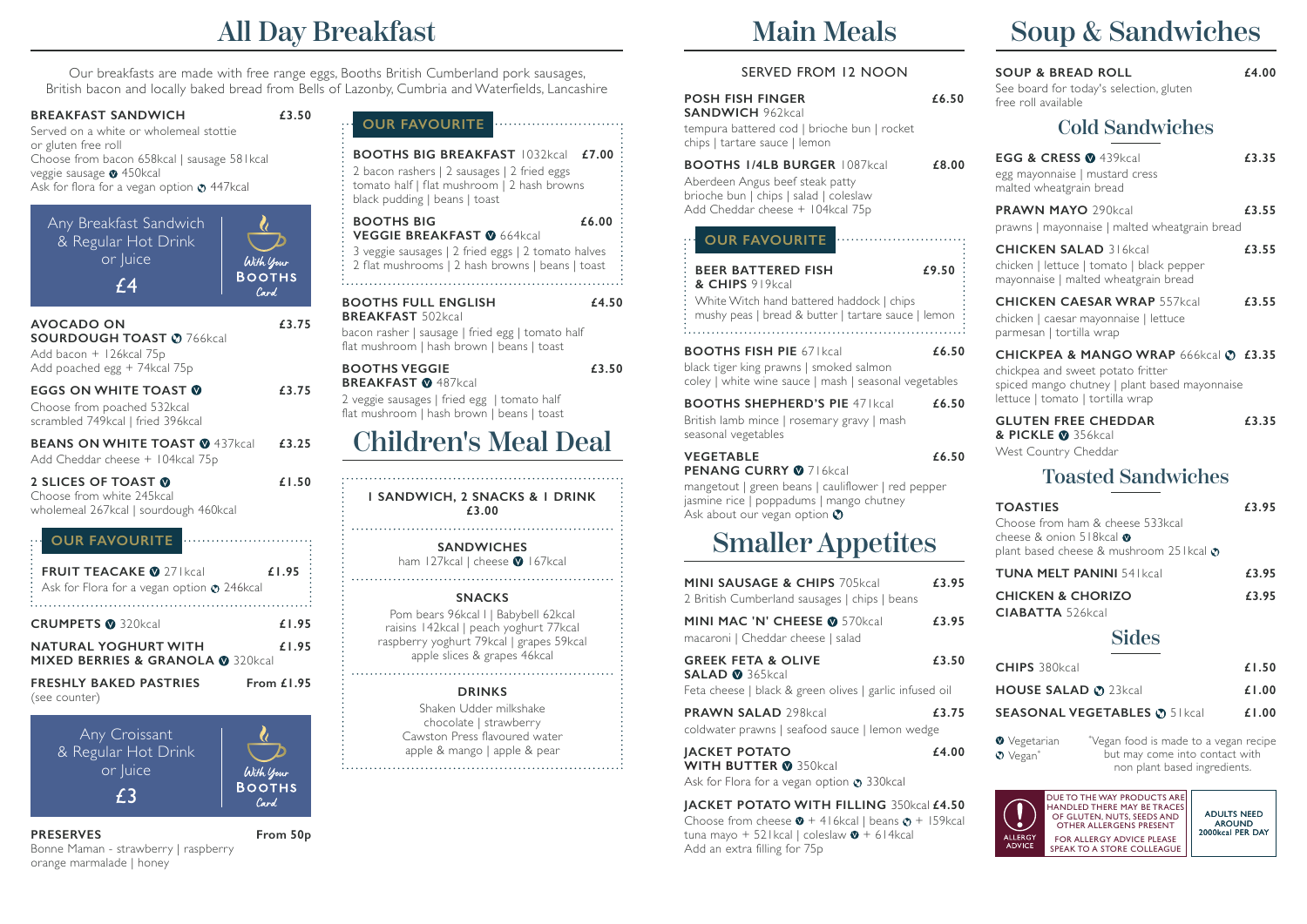# All Day Breakfast

Our breakfasts are made with free range eggs, Booths British Cumberland pork sausages, British bacon and locally baked bread from Bells of Lazonby, Cumbria and Waterfields, Lancashire

**BREAKFAST SANDWICH** £3.50
Served on a white or wholemeal stottie or gluten free roll
Choose from bacon 658kcal | sausage 581kcal
veggie sausage 450kcal
Ask for flora for a vegan option 447kcal

Any Breakfast Sandwich & Regular Hot Drink or Juice £4 *With Your Booths Card*

**AVOCADO ON SOURDOUGH TOAST** 766kcal £3.75
Add bacon + 126kcal 75p
Add poached egg + 74kcal 75p

**EGGS ON WHITE TOAST** £3.75
Choose from poached 532kcal
scrambled 749kcal | fried 396kcal

**BEANS ON WHITE TOAST** 437kcal £3.25
Add Cheddar cheese + 104kcal 75p

**2 SLICES OF TOAST** £1.50
Choose from white 245kcal
wholemeal 267kcal | sourdough 460kcal

### OUR FAVOURITE

**FRUIT TEACAKE** 271kcal £1.95
Ask for Flora for a vegan option 246kcal

**CRUMPETS** 320kcal £1.95

**NATURAL YOGHURT WITH MIXED BERRIES & GRANOLA** 320kcal £1.95

**FRESHLY BAKED PASTRIES** From £1.95
(see counter)

Any Croissant & Regular Hot Drink or Juice £3 *With Your Booths Card*

**PRESERVES** From 50p
Bonne Maman - strawberry | raspberry
orange marmalade | honey

### OUR FAVOURITE

**BOOTHS BIG BREAKFAST** 1032kcal £7.00
2 bacon rashers | 2 sausages | 2 fried eggs
tomato half | flat mushroom | 2 hash browns
black pudding | beans | toast

**BOOTHS BIG VEGGIE BREAKFAST** 664kcal £6.00
3 veggie sausages | 2 fried eggs | 2 tomato halves
2 flat mushrooms | 2 hash browns | beans | toast

**BOOTHS FULL ENGLISH BREAKFAST** 502kcal £4.50
bacon rasher | sausage | fried egg | tomato half
flat mushroom | hash brown | beans | toast

**BOOTHS VEGGIE BREAKFAST** 487kcal £3.50
2 veggie sausages | fried egg | tomato half
flat mushroom | hash brown | beans | toast

# Children's Meal Deal

**1 SANDWICH, 2 SNACKS & 1 DRINK**
**£3.00**

**SANDWICHES**
ham 127kcal | cheese 167kcal

**SNACKS**
Pom bears 96kcal | Babybell 62kcal
raisins 142kcal | peach yoghurt 77kcal
raspberry yoghurt 79kcal | grapes 59kcal
apple slices & grapes 46kcal

**DRINKS**
Shaken Udder milkshake
chocolate | strawberry
Cawston Press flavoured water
apple & mango | apple & pear

# Main Meals

SERVED FROM 12 NOON

**POSH FISH FINGER SANDWICH** 962kcal £6.50
tempura battered cod | brioche bun | rocket
chips | tartare sauce | lemon

**BOOTHS 1/4LB BURGER** 1087kcal £8.00
Aberdeen Angus beef steak patty
brioche bun | chips | salad | coleslaw
Add Cheddar cheese + 104kcal 75p

### OUR FAVOURITE

**BEER BATTERED FISH & CHIPS** 919kcal £9.50
White Witch hand battered haddock | chips
mushy peas | bread & butter | tartare sauce | lemon

**BOOTHS FISH PIE** 671kcal £6.50
black tiger king prawns | smoked salmon
coley | white wine sauce | mash | seasonal vegetables

**BOOTHS SHEPHERD'S PIE** 471kcal £6.50
British lamb mince | rosemary gravy | mash
seasonal vegetables

**VEGETABLE PENANG CURRY** 716kcal £6.50
mangetout | green beans | cauliflower | red pepper
jasmine rice | poppadums | mango chutney
Ask about our vegan option

# Smaller Appetites

**MINI SAUSAGE & CHIPS** 705kcal £3.95
2 British Cumberland sausages | chips | beans

**MINI MAC 'N' CHEESE** 570kcal £3.95
macaroni | Cheddar cheese | salad

**GREEK FETA & OLIVE SALAD** 365kcal £3.50
Feta cheese | black & green olives | garlic infused oil

**PRAWN SALAD** 298kcal £3.75
coldwater prawns | seafood sauce | lemon wedge

**JACKET POTATO WITH BUTTER** 350kcal £4.00
Ask for Flora for a vegan option 330kcal

**JACKET POTATO WITH FILLING** 350kcal £4.50
Choose from cheese + 416kcal | beans + 159kcal
tuna mayo + 521kcal | coleslaw + 614kcal
Add an extra filling for 75p

# Soup & Sandwiches

**SOUP & BREAD ROLL** £4.00
See board for today's selection, gluten free roll available

## Cold Sandwiches

**EGG & CRESS** 439kcal £3.35
egg mayonnaise | mustard cress
malted wheatgrain bread

**PRAWN MAYO** 290kcal £3.55
prawns | mayonnaise | malted wheatgrain bread

**CHICKEN SALAD** 316kcal £3.55
chicken | lettuce | tomato | black pepper
mayonnaise | malted wheatgrain bread

**CHICKEN CAESAR WRAP** 557kcal £3.55
chicken | caesar mayonnaise | lettuce
parmesan | tortilla wrap

**CHICKPEA & MANGO WRAP** 666kcal £3.35
chickpea and sweet potato fritter
spiced mango chutney | plant based mayonnaise
lettuce | tomato | tortilla wrap

**GLUTEN FREE CHEDDAR & PICKLE** 356kcal £3.35
West Country Cheddar

## Toasted Sandwiches

**TOASTIES** £3.95
Choose from ham & cheese 533kcal
cheese & onion 518kcal
plant based cheese & mushroom 251kcal

**TUNA MELT PANINI** 541kcal £3.95

**CHICKEN & CHORIZO CIABATTA** 526kcal £3.95

## Sides

**CHIPS** 380kcal £1.50

**HOUSE SALAD** 23kcal £1.00

**SEASONAL VEGETABLES** 51kcal £1.00

Vegetarian
Vegan*

*Vegan food is made to a vegan recipe but may come into contact with non plant based ingredients.

ALLERGY ADVICE
DUE TO THE WAY PRODUCTS ARE HANDLED THERE MAY BE TRACES OF GLUTEN, NUTS, SEEDS AND OTHER ALLERGENS PRESENT
FOR ALLERGY ADVICE PLEASE SPEAK TO A STORE COLLEAGUE

ADULTS NEED AROUND 2000kcal PER DAY